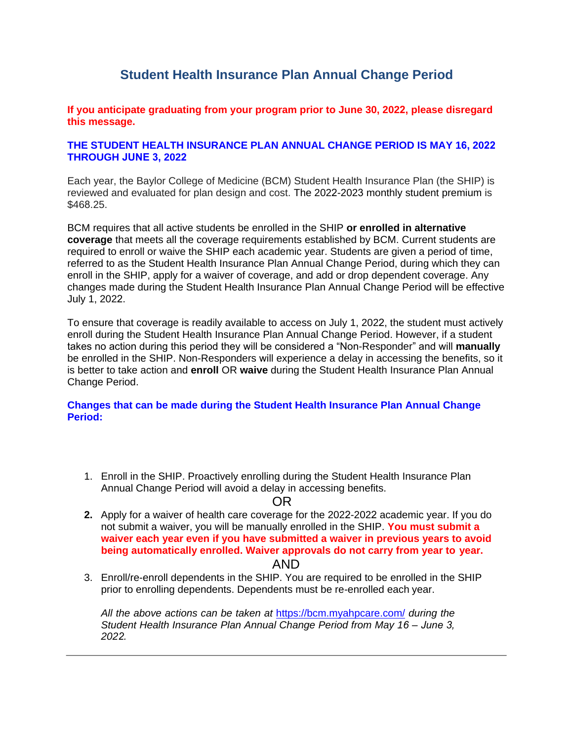# Student Health Insurance Plan Annual Change Period

**If you anticipate graduating from your program prior to June 30, 2022, please disregard this message.**

**THE STUDENT HEALTH INSURANCE PLAN ANNUAL CHANGE PERIOD IS MAY 16, 2022 THROUGH JUNE 3, 2022**

Each year, the Baylor College of Medicine (BCM) Student Health Insurance Plan (the SHIP) is reviewed and evaluated for plan design and cost. The 2022-2023 monthly student premium is $468.25.

BCM requires that all active students be enrolled in the SHIP **or enrolled in alternative coverage** that meets all the coverage requirements established by BCM. Current students are required to enroll or waive the SHIP each academic year. Students are given a period of time, referred to as the Student Health Insurance Plan Annual Change Period, during which they can enroll in the SHIP, apply for a waiver of coverage, and add or drop dependent coverage. Any changes made during the Student Health Insurance Plan Annual Change Period will be effective July 1, 2022.

To ensure that coverage is readily available to access on July 1, 2022, the student must actively enroll during the Student Health Insurance Plan Annual Change Period. However, if a student takes no action during this period they will be considered a "Non-Responder" and will **manually** be enrolled in the SHIP. Non-Responders will experience a delay in accessing the benefits, so it is better to take action and **enroll** OR **waive** during the Student Health Insurance Plan Annual Change Period.

**Changes that can be made during the Student Health Insurance Plan Annual Change Period:**

1. Enroll in the SHIP. Proactively enrolling during the Student Health Insurance Plan Annual Change Period will avoid a delay in accessing benefits.

   OR

2. Apply for a waiver of health care coverage for the 2022-2022 academic year. If you do not submit a waiver, you will be manually enrolled in the SHIP. **You must submit a waiver each year even if you have submitted a waiver in previous years to avoid being automatically enrolled. Waiver approvals do not carry from year to year.**

   AND

3. Enroll/re-enroll dependents in the SHIP. You are required to be enrolled in the SHIP prior to enrolling dependents. Dependents must be re-enrolled each year.

   *All the above actions can be taken at* https://bcm.myahpcare.com/ *during the Student Health Insurance Plan Annual Change Period from May 16 – June 3, 2022.*

---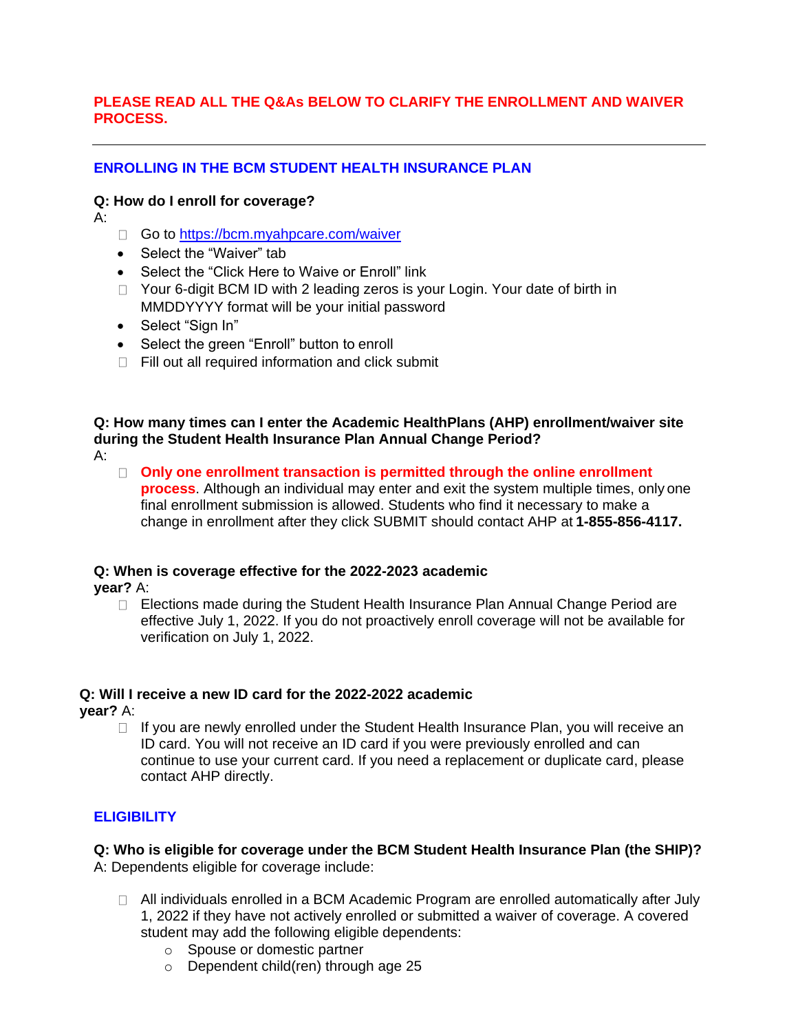**PLEASE READ ALL THE Q&As BELOW TO CLARIFY THE ENROLLMENT AND WAIVER PROCESS.**

---

## ENROLLING IN THE BCM STUDENT HEALTH INSURANCE PLAN

**Q: How do I enroll for coverage?**

A:

- Go to [https://bcm.myahpcare.com/waiver](https://bcm.myahpcare.com/waiver)
- Select the "Waiver" tab
- Select the "Click Here to Waive or Enroll" link
- Your 6-digit BCM ID with 2 leading zeros is your Login. Your date of birth in MMDDYYYY format will be your initial password
- Select "Sign In"
- Select the green "Enroll" button to enroll
- Fill out all required information and click submit

**Q: How many times can I enter the Academic HealthPlans (AHP) enrollment/waiver site during the Student Health Insurance Plan Annual Change Period?**

A:

- **Only one enrollment transaction is permitted through the online enrollment process**. Although an individual may enter and exit the system multiple times, only one final enrollment submission is allowed. Students who find it necessary to make a change in enrollment after they click SUBMIT should contact AHP at **1-855-856-4117.**

**Q: When is coverage effective for the 2022-2023 academic year?** A:

- Elections made during the Student Health Insurance Plan Annual Change Period are effective July 1, 2022. If you do not proactively enroll coverage will not be available for verification on July 1, 2022.

**Q: Will I receive a new ID card for the 2022-2022 academic year?** A:

- If you are newly enrolled under the Student Health Insurance Plan, you will receive an ID card. You will not receive an ID card if you were previously enrolled and can continue to use your current card. If you need a replacement or duplicate card, please contact AHP directly.

## ELIGIBILITY

**Q: Who is eligible for coverage under the BCM Student Health Insurance Plan (the SHIP)?**

A: Dependents eligible for coverage include:

- All individuals enrolled in a BCM Academic Program are enrolled automatically after July 1, 2022 if they have not actively enrolled or submitted a waiver of coverage. A covered student may add the following eligible dependents:
  - Spouse or domestic partner
  - Dependent child(ren) through age 25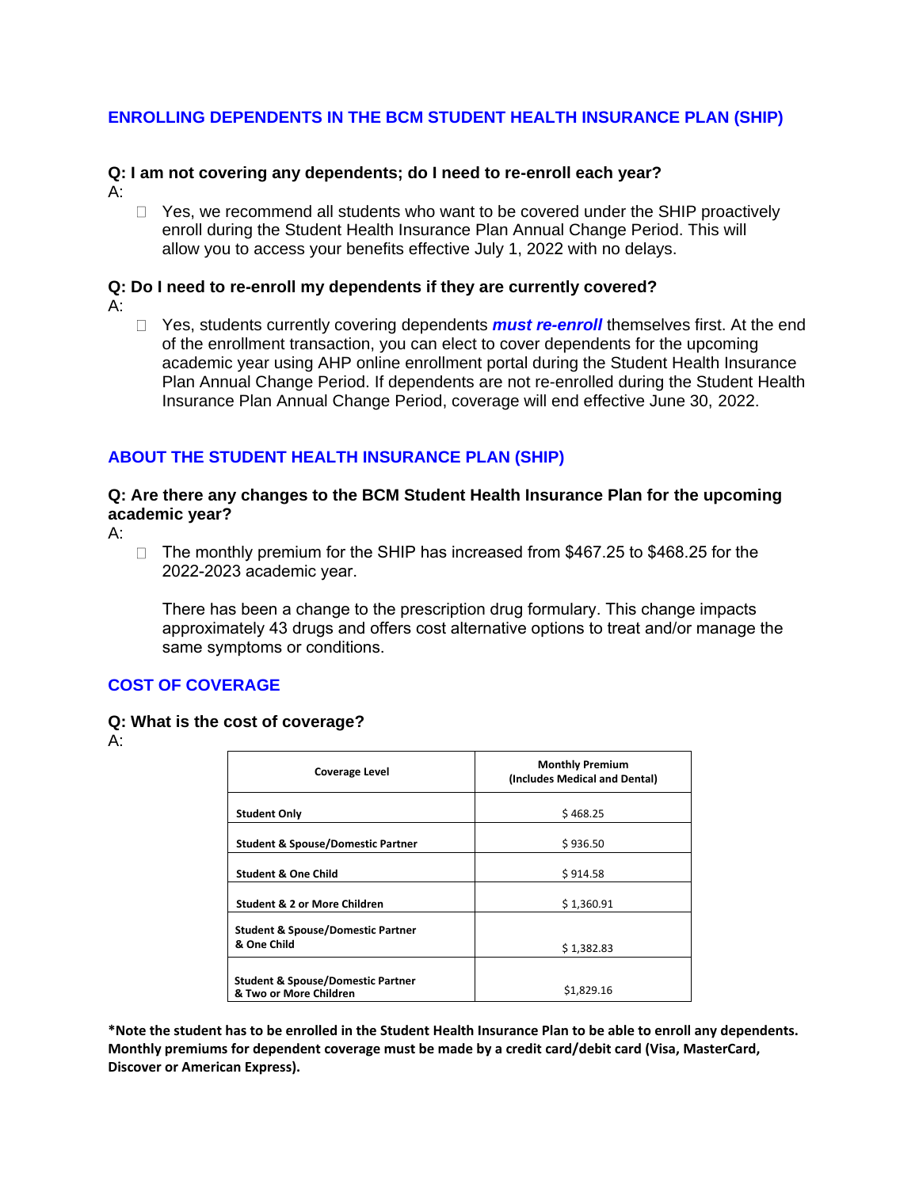## ENROLLING DEPENDENTS IN THE BCM STUDENT HEALTH INSURANCE PLAN (SHIP)

**Q: I am not covering any dependents; do I need to re-enroll each year?**

A:

- Yes, we recommend all students who want to be covered under the SHIP proactively enroll during the Student Health Insurance Plan Annual Change Period. This will allow you to access your benefits effective July 1, 2022 with no delays.

**Q: Do I need to re-enroll my dependents if they are currently covered?**

A:

- Yes, students currently covering dependents ***must re-enroll*** themselves first. At the end of the enrollment transaction, you can elect to cover dependents for the upcoming academic year using AHP online enrollment portal during the Student Health Insurance Plan Annual Change Period. If dependents are not re-enrolled during the Student Health Insurance Plan Annual Change Period, coverage will end effective June 30, 2022.

## ABOUT THE STUDENT HEALTH INSURANCE PLAN (SHIP)

**Q: Are there any changes to the BCM Student Health Insurance Plan for the upcoming academic year?**

A:

- The monthly premium for the SHIP has increased from $467.25 to $468.25 for the 2022-2023 academic year.

  There has been a change to the prescription drug formulary. This change impacts approximately 43 drugs and offers cost alternative options to treat and/or manage the same symptoms or conditions.

## COST OF COVERAGE

**Q: What is the cost of coverage?**

A:

| Coverage Level | Monthly Premium (Includes Medical and Dental) |
|---|---|
| Student Only | $ 468.25 |
| Student & Spouse/Domestic Partner | $ 936.50 |
| Student & One Child | $ 914.58 |
| Student & 2 or More Children | $ 1,360.91 |
| Student & Spouse/Domestic Partner & One Child | $ 1,382.83 |
| Student & Spouse/Domestic Partner & Two or More Children | $1,829.16 |

**\*Note the student has to be enrolled in the Student Health Insurance Plan to be able to enroll any dependents. Monthly premiums for dependent coverage must be made by a credit card/debit card (Visa, MasterCard, Discover or American Express).**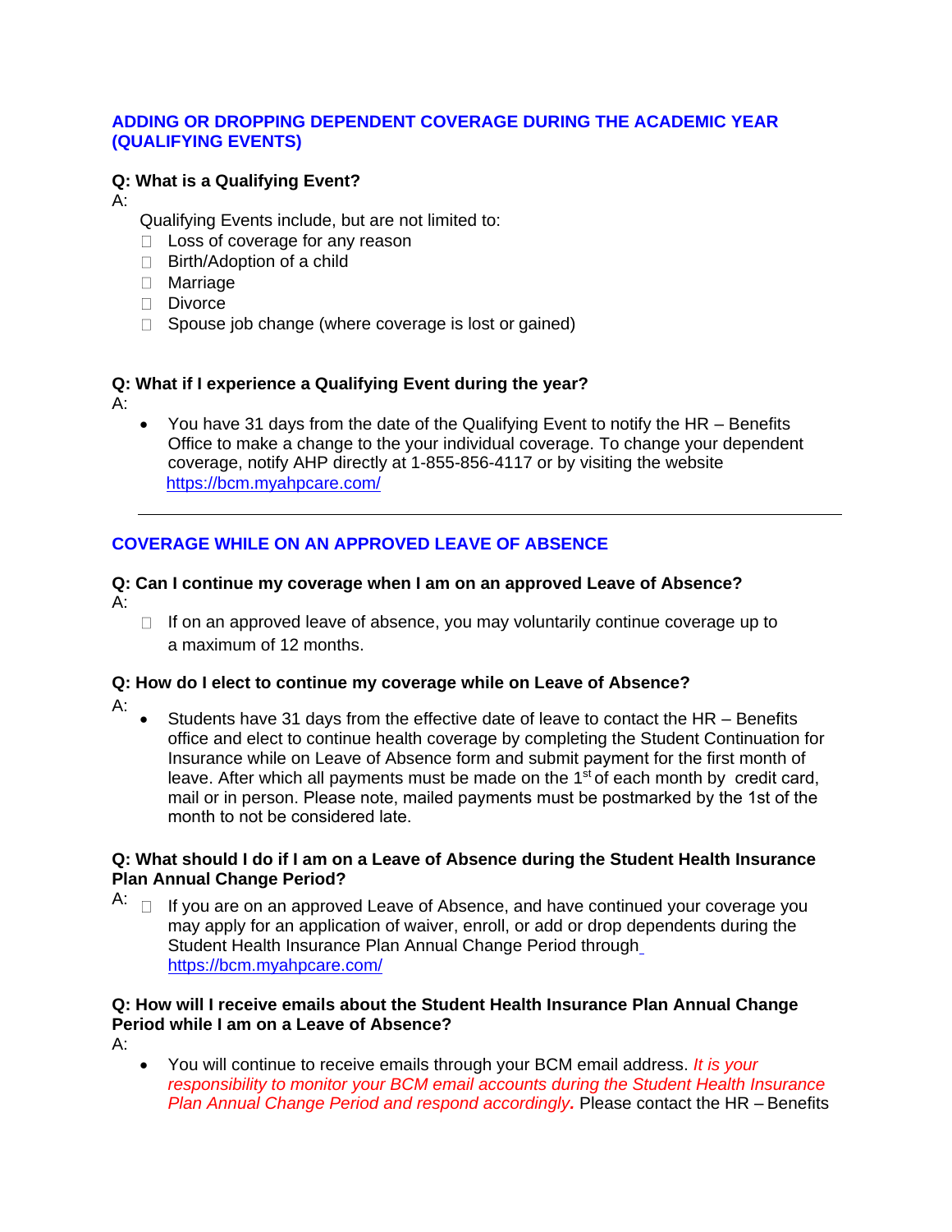## ADDING OR DROPPING DEPENDENT COVERAGE DURING THE ACADEMIC YEAR (QUALIFYING EVENTS)

**Q: What is a Qualifying Event?**

A:

Qualifying Events include, but are not limited to:

- Loss of coverage for any reason
- Birth/Adoption of a child
- Marriage
- Divorce
- Spouse job change (where coverage is lost or gained)

**Q: What if I experience a Qualifying Event during the year?**

A:

- You have 31 days from the date of the Qualifying Event to notify the HR – Benefits Office to make a change to the your individual coverage. To change your dependent coverage, notify AHP directly at 1-855-856-4117 or by visiting the website https://bcm.myahpcare.com/

---

## COVERAGE WHILE ON AN APPROVED LEAVE OF ABSENCE

**Q: Can I continue my coverage when I am on an approved Leave of Absence?**

A:

- If on an approved leave of absence, you may voluntarily continue coverage up to a maximum of 12 months.

**Q: How do I elect to continue my coverage while on Leave of Absence?**

A:

- Students have 31 days from the effective date of leave to contact the HR – Benefits office and elect to continue health coverage by completing the Student Continuation for Insurance while on Leave of Absence form and submit payment for the first month of leave. After which all payments must be made on the 1st of each month by credit card, mail or in person. Please note, mailed payments must be postmarked by the 1st of the month to not be considered late.

**Q: What should I do if I am on a Leave of Absence during the Student Health Insurance Plan Annual Change Period?**

A:

- If you are on an approved Leave of Absence, and have continued your coverage you may apply for an application of waiver, enroll, or add or drop dependents during the Student Health Insurance Plan Annual Change Period through https://bcm.myahpcare.com/

**Q: How will I receive emails about the Student Health Insurance Plan Annual Change Period while I am on a Leave of Absence?**

A:

- You will continue to receive emails through your BCM email address. *It is your responsibility to monitor your BCM email accounts during the Student Health Insurance Plan Annual Change Period and respond accordingly.* Please contact the HR – Benefits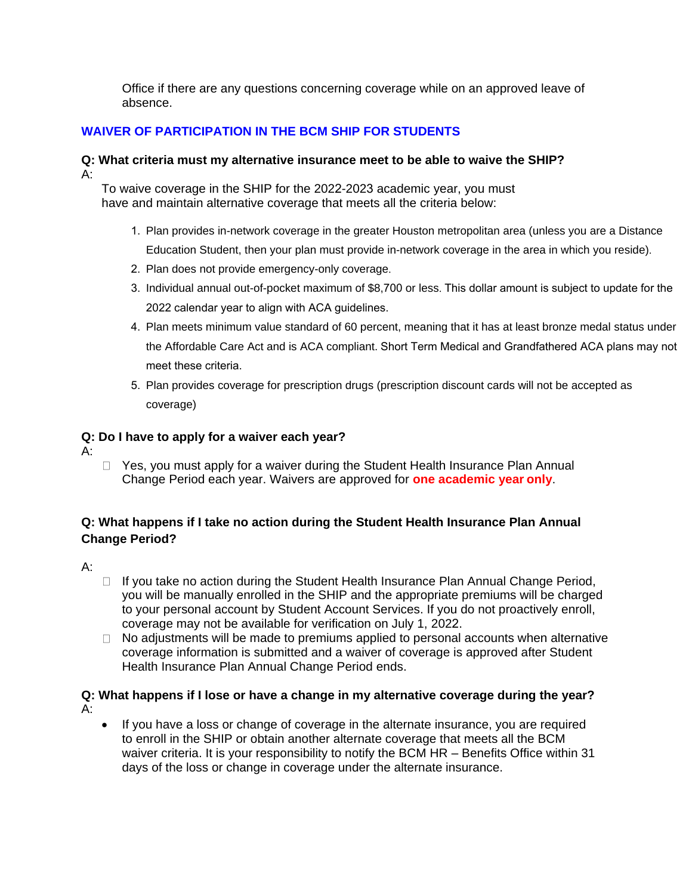Office if there are any questions concerning coverage while on an approved leave of absence.

## WAIVER OF PARTICIPATION IN THE BCM SHIP FOR STUDENTS

**Q: What criteria must my alternative insurance meet to be able to waive the SHIP?**

A:

To waive coverage in the SHIP for the 2022-2023 academic year, you must have and maintain alternative coverage that meets all the criteria below:

1. Plan provides in-network coverage in the greater Houston metropolitan area (unless you are a Distance Education Student, then your plan must provide in-network coverage in the area in which you reside).
2. Plan does not provide emergency-only coverage.
3. Individual annual out-of-pocket maximum of $8,700 or less. This dollar amount is subject to update for the 2022 calendar year to align with ACA guidelines.
4. Plan meets minimum value standard of 60 percent, meaning that it has at least bronze medal status under the Affordable Care Act and is ACA compliant. Short Term Medical and Grandfathered ACA plans may not meet these criteria.
5. Plan provides coverage for prescription drugs (prescription discount cards will not be accepted as coverage)

**Q: Do I have to apply for a waiver each year?**

A:

- Yes, you must apply for a waiver during the Student Health Insurance Plan Annual Change Period each year. Waivers are approved for **one academic year only**.

**Q: What happens if I take no action during the Student Health Insurance Plan Annual Change Period?**

A:

- If you take no action during the Student Health Insurance Plan Annual Change Period, you will be manually enrolled in the SHIP and the appropriate premiums will be charged to your personal account by Student Account Services. If you do not proactively enroll, coverage may not be available for verification on July 1, 2022.
- No adjustments will be made to premiums applied to personal accounts when alternative coverage information is submitted and a waiver of coverage is approved after Student Health Insurance Plan Annual Change Period ends.

**Q: What happens if I lose or have a change in my alternative coverage during the year?**

A:

- If you have a loss or change of coverage in the alternate insurance, you are required to enroll in the SHIP or obtain another alternate coverage that meets all the BCM waiver criteria. It is your responsibility to notify the BCM HR – Benefits Office within 31 days of the loss or change in coverage under the alternate insurance.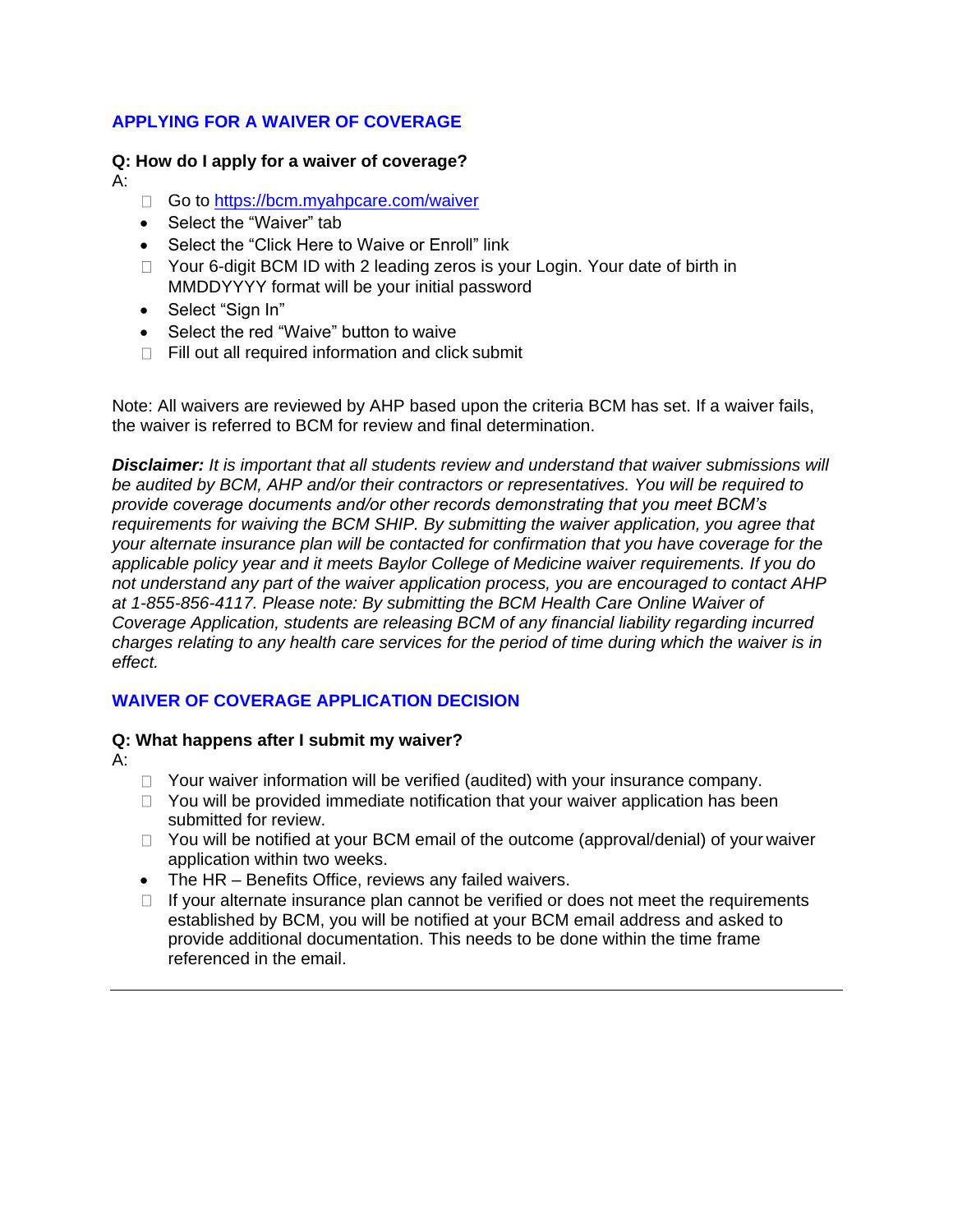## APPLYING FOR A WAIVER OF COVERAGE

**Q: How do I apply for a waiver of coverage?**

A:

- Go to https://bcm.myahpcare.com/waiver
- Select the "Waiver" tab
- Select the "Click Here to Waive or Enroll" link
- Your 6-digit BCM ID with 2 leading zeros is your Login. Your date of birth in MMDDYYYY format will be your initial password
- Select "Sign In"
- Select the red "Waive" button to waive
- Fill out all required information and click submit

Note: All waivers are reviewed by AHP based upon the criteria BCM has set. If a waiver fails, the waiver is referred to BCM for review and final determination.

***Disclaimer:*** *It is important that all students review and understand that waiver submissions will be audited by BCM, AHP and/or their contractors or representatives. You will be required to provide coverage documents and/or other records demonstrating that you meet BCM's requirements for waiving the BCM SHIP. By submitting the waiver application, you agree that your alternate insurance plan will be contacted for confirmation that you have coverage for the applicable policy year and it meets Baylor College of Medicine waiver requirements. If you do not understand any part of the waiver application process, you are encouraged to contact AHP at 1-855-856-4117. Please note: By submitting the BCM Health Care Online Waiver of Coverage Application, students are releasing BCM of any financial liability regarding incurred charges relating to any health care services for the period of time during which the waiver is in effect.*

## WAIVER OF COVERAGE APPLICATION DECISION

**Q: What happens after I submit my waiver?**

A:

- Your waiver information will be verified (audited) with your insurance company.
- You will be provided immediate notification that your waiver application has been submitted for review.
- You will be notified at your BCM email of the outcome (approval/denial) of your waiver application within two weeks.
- The HR – Benefits Office, reviews any failed waivers.
- If your alternate insurance plan cannot be verified or does not meet the requirements established by BCM, you will be notified at your BCM email address and asked to provide additional documentation. This needs to be done within the time frame referenced in the email.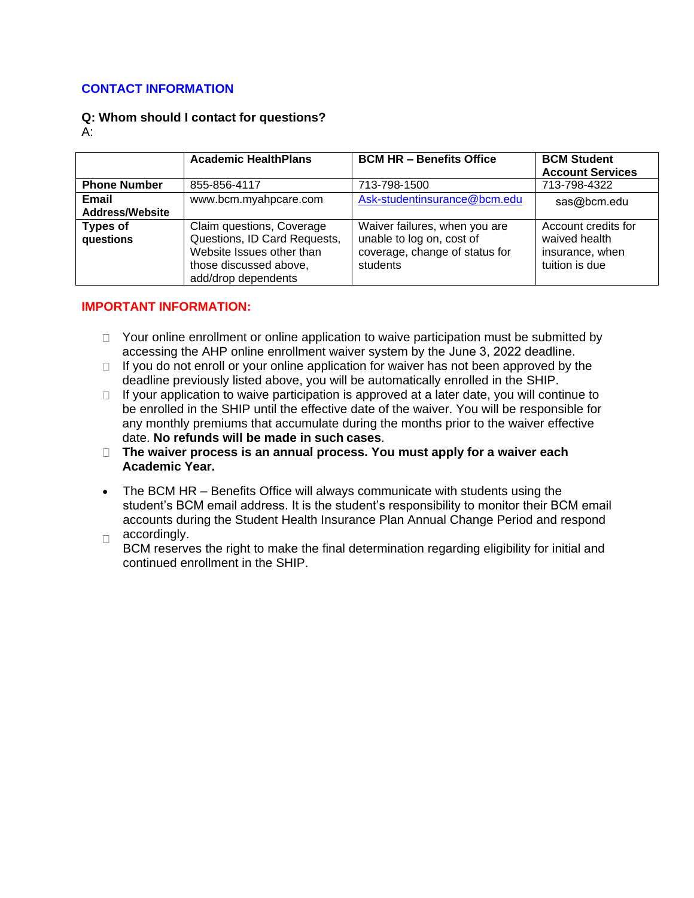## CONTACT INFORMATION

**Q: Whom should I contact for questions?**

A:

| | **Academic HealthPlans** | **BCM HR – Benefits Office** | **BCM Student Account Services** |
|---|---|---|---|
| **Phone Number** | 855-856-4117 | 713-798-1500 | 713-798-4322 |
| **Email Address/Website** | www.bcm.myahpcare.com | Ask-studentinsurance@bcm.edu | sas@bcm.edu |
| **Types of questions** | Claim questions, Coverage Questions, ID Card Requests, Website Issues other than those discussed above, add/drop dependents | Waiver failures, when you are unable to log on, cost of coverage, change of status for students | Account credits for waived health insurance, when tuition is due |

## IMPORTANT INFORMATION:

- Your online enrollment or online application to waive participation must be submitted by accessing the AHP online enrollment waiver system by the June 3, 2022 deadline.
- If you do not enroll or your online application for waiver has not been approved by the deadline previously listed above, you will be automatically enrolled in the SHIP.
- If your application to waive participation is approved at a later date, you will continue to be enrolled in the SHIP until the effective date of the waiver. You will be responsible for any monthly premiums that accumulate during the months prior to the waiver effective date. **No refunds will be made in such cases**.
- **The waiver process is an annual process. You must apply for a waiver each Academic Year.**

- The BCM HR – Benefits Office will always communicate with students using the student's BCM email address. It is the student's responsibility to monitor their BCM email accounts during the Student Health Insurance Plan Annual Change Period and respond accordingly.
- BCM reserves the right to make the final determination regarding eligibility for initial and continued enrollment in the SHIP.